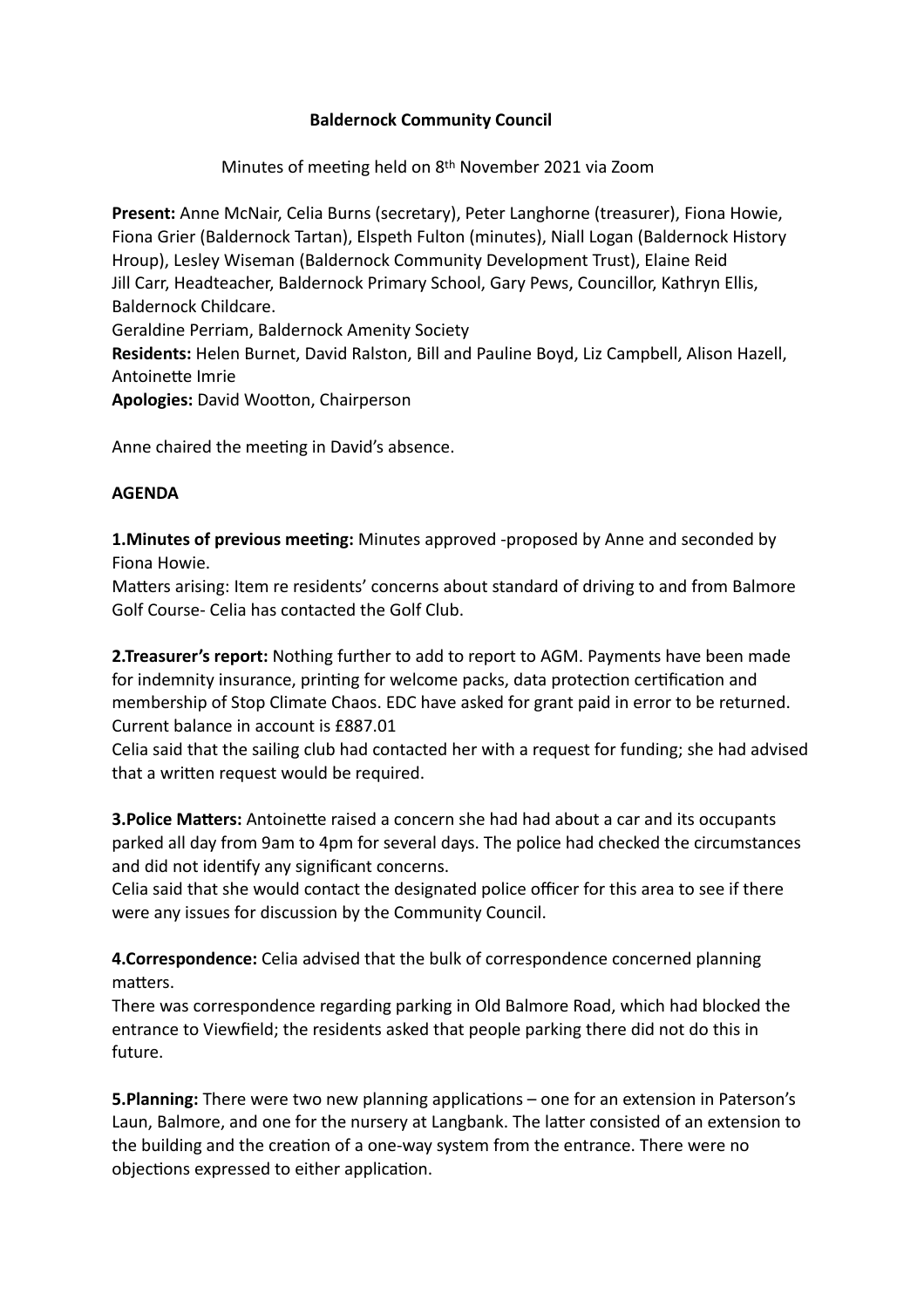**Baldernock Community Council**

Minutes of meeting held on 8th November 2021 via Zoom

**Present:** Anne McNair, Celia Burns (secretary), Peter Langhorne (treasurer), Fiona Howie, Fiona Grier (Baldernock Tartan), Elspeth Fulton (minutes), Niall Logan (Baldernock History Hroup), Lesley Wiseman (Baldernock Community Development Trust), Elaine Reid
Jill Carr, Headteacher, Baldernock Primary School, Gary Pews, Councillor, Kathryn Ellis, Baldernock Childcare.
Geraldine Perriam, Baldernock Amenity Society
**Residents:** Helen Burnet, David Ralston, Bill and Pauline Boyd, Liz Campbell, Alison Hazell, Antoinette Imrie
**Apologies:** David Wootton, Chairperson

Anne chaired the meeting in David's absence.

**AGENDA**

**1.Minutes of previous meeting:** Minutes approved -proposed by Anne and seconded by Fiona Howie.
Matters arising: Item re residents' concerns about standard of driving to and from Balmore Golf Course- Celia has contacted the Golf Club.

**2.Treasurer's report:** Nothing further to add to report to AGM. Payments have been made for indemnity insurance, printing for welcome packs, data protection certification and membership of Stop Climate Chaos. EDC have asked for grant paid in error to be returned. Current balance in account is £887.01
Celia said that the sailing club had contacted her with a request for funding; she had advised that a written request would be required.

**3.Police Matters:** Antoinette raised a concern she had had about a car and its occupants parked all day from 9am to 4pm for several days. The police had checked the circumstances and did not identify any significant concerns.
Celia said that she would contact the designated police officer for this area to see if there were any issues for discussion by the Community Council.

**4.Correspondence:** Celia advised that the bulk of correspondence concerned planning matters.
There was correspondence regarding parking in Old Balmore Road, which had blocked the entrance to Viewfield; the residents asked that people parking there did not do this in future.

**5.Planning:** There were two new planning applications – one for an extension in Paterson's Laun, Balmore, and one for the nursery at Langbank. The latter consisted of an extension to the building and the creation of a one-way system from the entrance. There were no objections expressed to either application.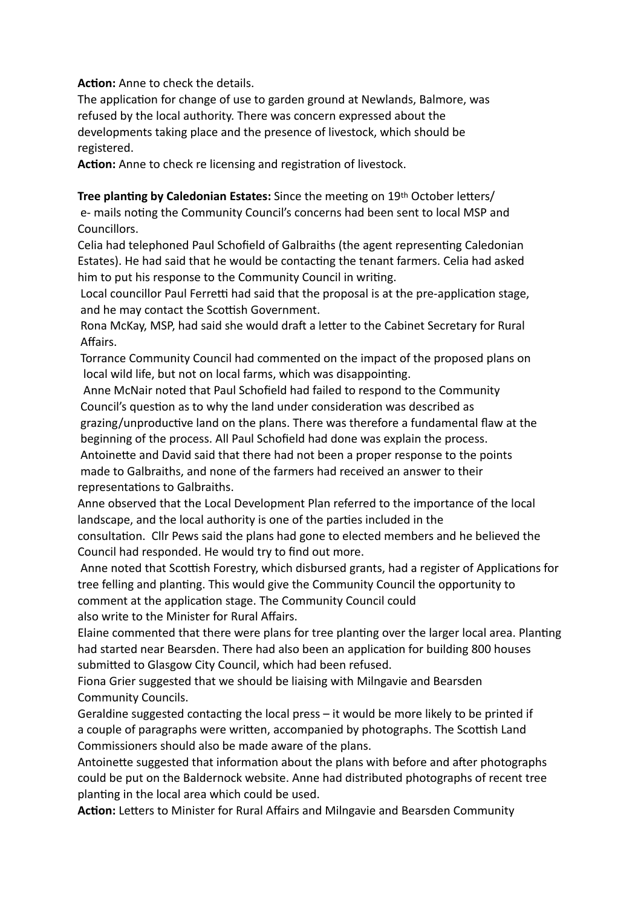**Action:** Anne to check the details.

The application for change of use to garden ground at Newlands, Balmore, was refused by the local authority. There was concern expressed about the developments taking place and the presence of livestock, which should be registered.

**Action:** Anne to check re licensing and registration of livestock.

**Tree planting by Caledonian Estates:** Since the meeting on 19th October letters/ e- mails noting the Community Council's concerns had been sent to local MSP and Councillors.

Celia had telephoned Paul Schofield of Galbraiths (the agent representing Caledonian Estates). He had said that he would be contacting the tenant farmers. Celia had asked him to put his response to the Community Council in writing.

Local councillor Paul Ferretti had said that the proposal is at the pre-application stage, and he may contact the Scottish Government.

Rona McKay, MSP, had said she would draft a letter to the Cabinet Secretary for Rural Affairs.

Torrance Community Council had commented on the impact of the proposed plans on local wild life, but not on local farms, which was disappointing.

Anne McNair noted that Paul Schofield had failed to respond to the Community Council's question as to why the land under consideration was described as grazing/unproductive land on the plans. There was therefore a fundamental flaw at the beginning of the process. All Paul Schofield had done was explain the process.

Antoinette and David said that there had not been a proper response to the points made to Galbraiths, and none of the farmers had received an answer to their representations to Galbraiths.

Anne observed that the Local Development Plan referred to the importance of the local landscape, and the local authority is one of the parties included in the consultation. Cllr Pews said the plans had gone to elected members and he believed the Council had responded. He would try to find out more.

Anne noted that Scottish Forestry, which disbursed grants, had a register of Applications for tree felling and planting. This would give the Community Council the opportunity to comment at the application stage. The Community Council could also write to the Minister for Rural Affairs.

Elaine commented that there were plans for tree planting over the larger local area. Planting had started near Bearsden. There had also been an application for building 800 houses submitted to Glasgow City Council, which had been refused.

Fiona Grier suggested that we should be liaising with Milngavie and Bearsden Community Councils.

Geraldine suggested contacting the local press – it would be more likely to be printed if a couple of paragraphs were written, accompanied by photographs. The Scottish Land Commissioners should also be made aware of the plans.

Antoinette suggested that information about the plans with before and after photographs could be put on the Baldernock website. Anne had distributed photographs of recent tree planting in the local area which could be used.

**Action:** Letters to Minister for Rural Affairs and Milngavie and Bearsden Community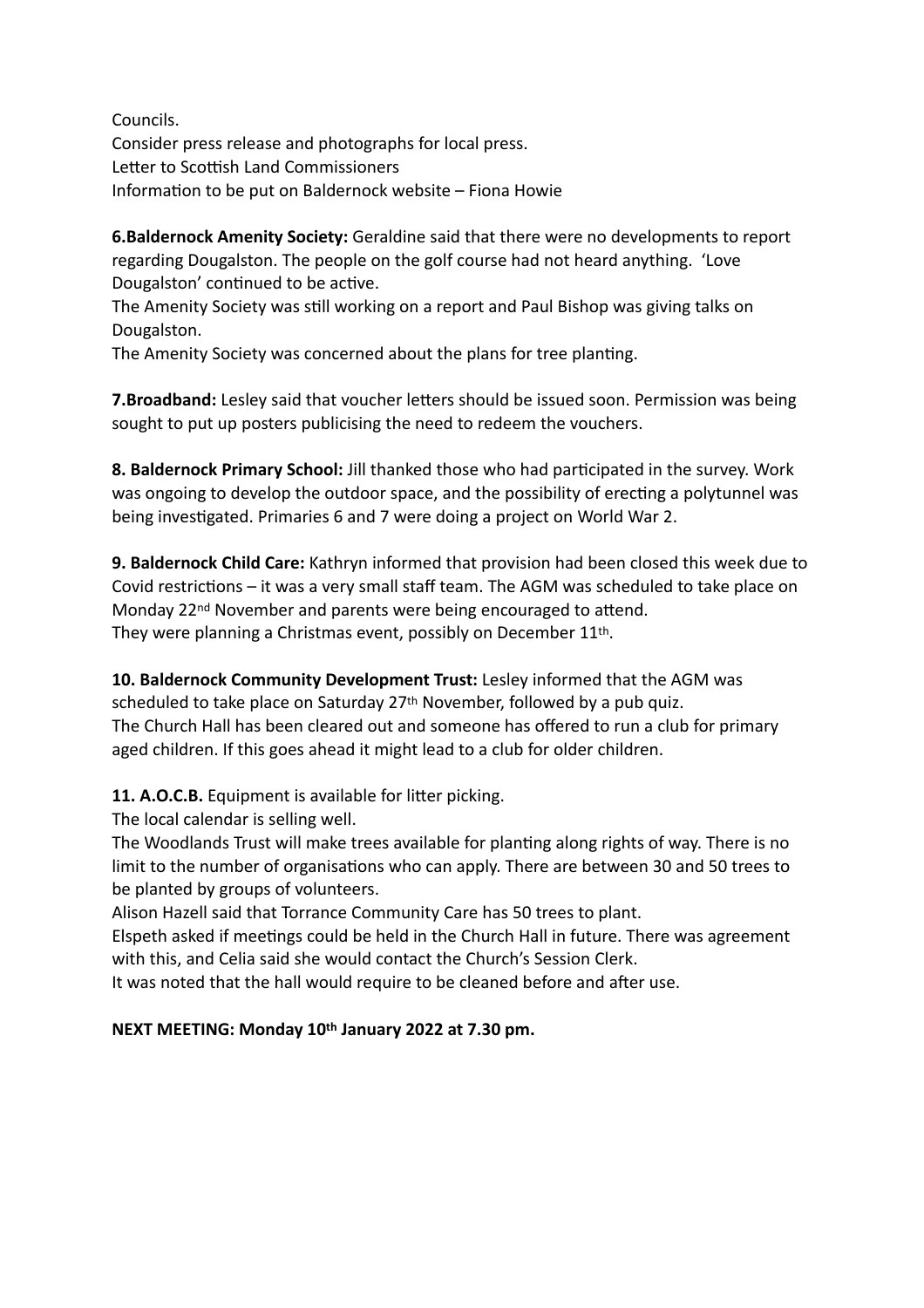Councils.
Consider press release and photographs for local press.
Letter to Scottish Land Commissioners
Information to be put on Baldernock website – Fiona Howie

**6.Baldernock Amenity Society:** Geraldine said that there were no developments to report regarding Dougalston. The people on the golf course had not heard anything. 'Love Dougalston' continued to be active.
The Amenity Society was still working on a report and Paul Bishop was giving talks on Dougalston.
The Amenity Society was concerned about the plans for tree planting.

**7.Broadband:** Lesley said that voucher letters should be issued soon. Permission was being sought to put up posters publicising the need to redeem the vouchers.

**8. Baldernock Primary School:** Jill thanked those who had participated in the survey. Work was ongoing to develop the outdoor space, and the possibility of erecting a polytunnel was being investigated. Primaries 6 and 7 were doing a project on World War 2.

**9. Baldernock Child Care:** Kathryn informed that provision had been closed this week due to Covid restrictions – it was a very small staff team. The AGM was scheduled to take place on Monday 22nd November and parents were being encouraged to attend.
They were planning a Christmas event, possibly on December 11th.

**10. Baldernock Community Development Trust:** Lesley informed that the AGM was scheduled to take place on Saturday 27th November, followed by a pub quiz.
The Church Hall has been cleared out and someone has offered to run a club for primary aged children. If this goes ahead it might lead to a club for older children.

**11. A.O.C.B.** Equipment is available for litter picking.
The local calendar is selling well.
The Woodlands Trust will make trees available for planting along rights of way. There is no limit to the number of organisations who can apply. There are between 30 and 50 trees to be planted by groups of volunteers.
Alison Hazell said that Torrance Community Care has 50 trees to plant.
Elspeth asked if meetings could be held in the Church Hall in future. There was agreement with this, and Celia said she would contact the Church's Session Clerk.
It was noted that the hall would require to be cleaned before and after use.

**NEXT MEETING: Monday 10th January 2022 at 7.30 pm.**